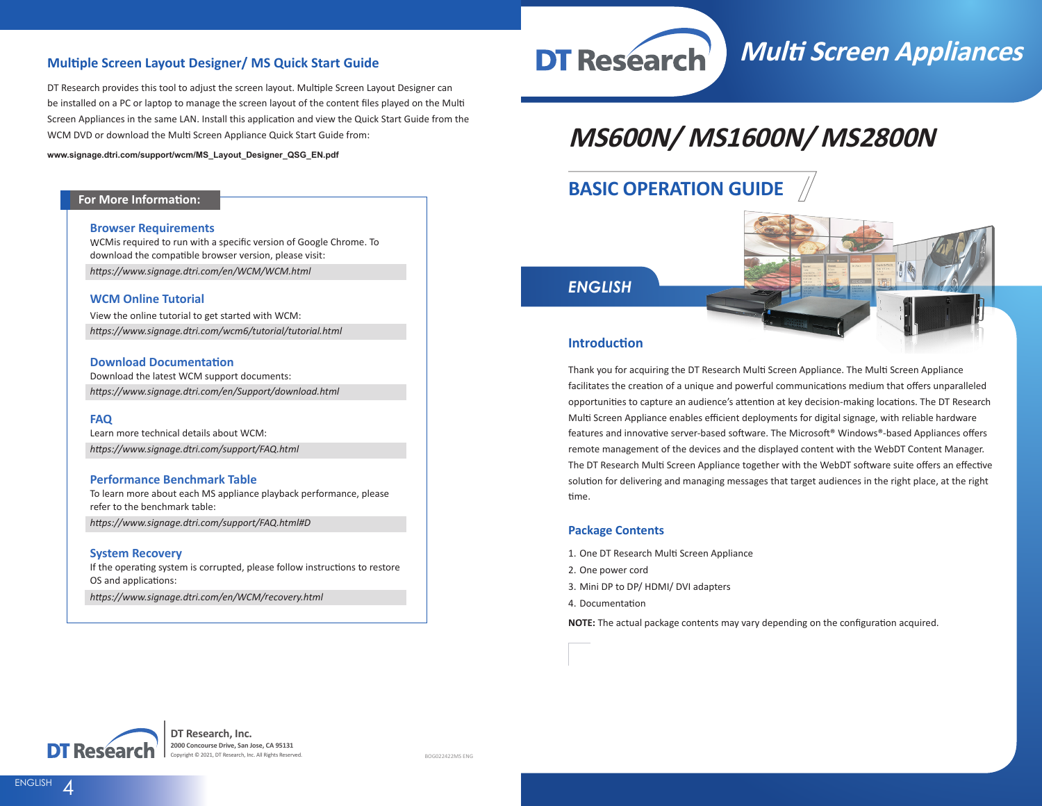## Multiple Screen Layout Designer/ MS Quick Start Guide

DT Research provides this tool to adjust the screen layout. Multiple Screen Layout Designer can be installed on a PC or laptop to manage the screen layout of the content files played on the Multi Screen Appliances in the same LAN. Install this application and view the Quick Start Guide from the WCM DVD or download the Multi Screen Appliance Quick Start Guide from:

**www.signage.dtri.com/support/wcm/MS_Layout_Designer_QSG_EN.pdf**

### For More Information:

#### Browser Requirements

WCMis required to run with a specific version of Google Chrome. To download the compatible browser version, please visit:

*https://www.signage.dtri.com/en/WCM/WCM.html*

#### WCM Online Tutorial

View the online tutorial to get started with WCM:

*https://www.signage.dtri.com/wcm6/tutorial/tutorial.html*

#### Download Documentation

Download the latest WCM support documents:

*https://www.signage.dtri.com/en/Support/download.html*

#### FAQ

Learn more technical details about WCM:

*https://www.signage.dtri.com/support/FAQ.html*

#### Performance Benchmark Table

To learn more about each MS appliance playback performance, please refer to the benchmark table:

*https://www.signage.dtri.com/support/FAQ.html#D*

#### System Recovery

If the operating system is corrupted, please follow instructions to restore OS and applications:

*https://www.signage.dtri.com/en/WCM/recovery.html*

**DT Research, Inc.**
**2000 Concourse Drive, San Jose, CA 95131**
Copyright © 2021, DT Research, Inc. All Rights Reserved.

BOG022422MS ENG

# DT Research *Multi Screen Appliances*

# *MS600N/ MS1600N/ MS2800N*

## BASIC OPERATION GUIDE

*ENGLISH*

## Introduction

Thank you for acquiring the DT Research Multi Screen Appliance. The Multi Screen Appliance facilitates the creation of a unique and powerful communications medium that offers unparalleled opportunities to capture an audience's attention at key decision-making locations. The DT Research Multi Screen Appliance enables efficient deployments for digital signage, with reliable hardware features and innovative server-based software. The Microsoft® Windows®-based Appliances offers remote management of the devices and the displayed content with the WebDT Content Manager. The DT Research Multi Screen Appliance together with the WebDT software suite offers an effective solution for delivering and managing messages that target audiences in the right place, at the right time.

## Package Contents

1. One DT Research Multi Screen Appliance
2. One power cord
3. Mini DP to DP/ HDMI/ DVI adapters
4. Documentation

**NOTE:** The actual package contents may vary depending on the configuration acquired.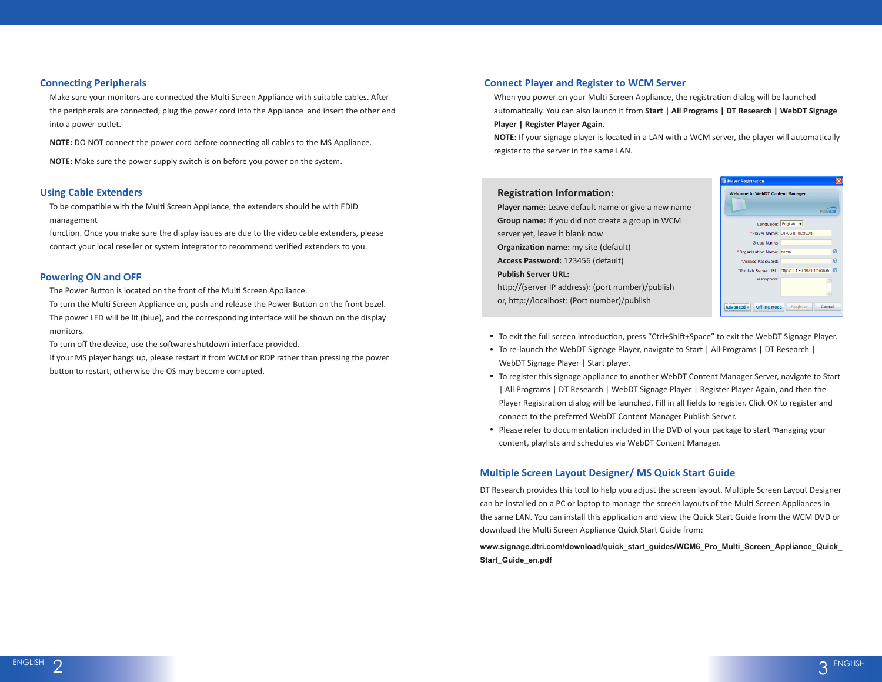## Connecting Peripherals

Make sure your monitors are connected the Multi Screen Appliance with suitable cables. After the peripherals are connected, plug the power cord into the Appliance and insert the other end into a power outlet.

**NOTE:** DO NOT connect the power cord before connecting all cables to the MS Appliance.

**NOTE:** Make sure the power supply switch is on before you power on the system.

## Using Cable Extenders

To be compatible with the Multi Screen Appliance, the extenders should be with EDID management function. Once you make sure the display issues are due to the video cable extenders, please contact your local reseller or system integrator to recommend verified extenders to you.

## Powering ON and OFF

The Power Button is located on the front of the Multi Screen Appliance.

To turn the Multi Screen Appliance on, push and release the Power Button on the front bezel. The power LED will be lit (blue), and the corresponding interface will be shown on the display monitors.

To turn off the device, use the software shutdown interface provided.

If your MS player hangs up, please restart it from WCM or RDP rather than pressing the power button to restart, otherwise the OS may become corrupted.

## Connect Player and Register to WCM Server

When you power on your Multi Screen Appliance, the registration dialog will be launched automatically. You can also launch it from **Start | All Programs | DT Research | WebDT Signage Player | Register Player Again**.

**NOTE:** If your signage player is located in a LAN with a WCM server, the player will automatically register to the server in the same LAN.

### Registration Information:

**Player name:** Leave default name or give a new name

**Group name:** If you did not create a group in WCM server yet, leave it blank now

**Organization name:** my site (default)

**Access Password:** 123456 (default)

**Publish Server URL:**

http://(server IP address): (port number)/publish

or, http://localhost: (Port number)/publish

Player Registration

Welcome to WebDT Content Manager

Language: English

*Player Name: DT-0GTIP0X5KDMI

Group Name:

*Organization Name: demo

*Access Password:

*Publish Server URL: http://10.1.90.197:81/publish

Description:

Advanced | Offline Mode | Register | Cancel

- To exit the full screen introduction, press "Ctrl+Shift+Space" to exit the WebDT Signage Player.
- To re-launch the WebDT Signage Player, navigate to Start | All Programs | DT Research | WebDT Signage Player | Start player.
- To register this signage appliance to another WebDT Content Manager Server, navigate to Start | All Programs | DT Research | WebDT Signage Player | Register Player Again, and then the Player Registration dialog will be launched. Fill in all fields to register. Click OK to register and connect to the preferred WebDT Content Manager Publish Server.
- Please refer to documentation included in the DVD of your package to start managing your content, playlists and schedules via WebDT Content Manager.

## Multiple Screen Layout Designer/ MS Quick Start Guide

DT Research provides this tool to help you adjust the screen layout. Multiple Screen Layout Designer can be installed on a PC or laptop to manage the screen layouts of the Multi Screen Appliances in the same LAN. You can install this application and view the Quick Start Guide from the WCM DVD or download the Multi Screen Appliance Quick Start Guide from:

**www.signage.dtri.com/download/quick_start_guides/WCM6_Pro_Multi_Screen_Appliance_Quick_Start_Guide_en.pdf**